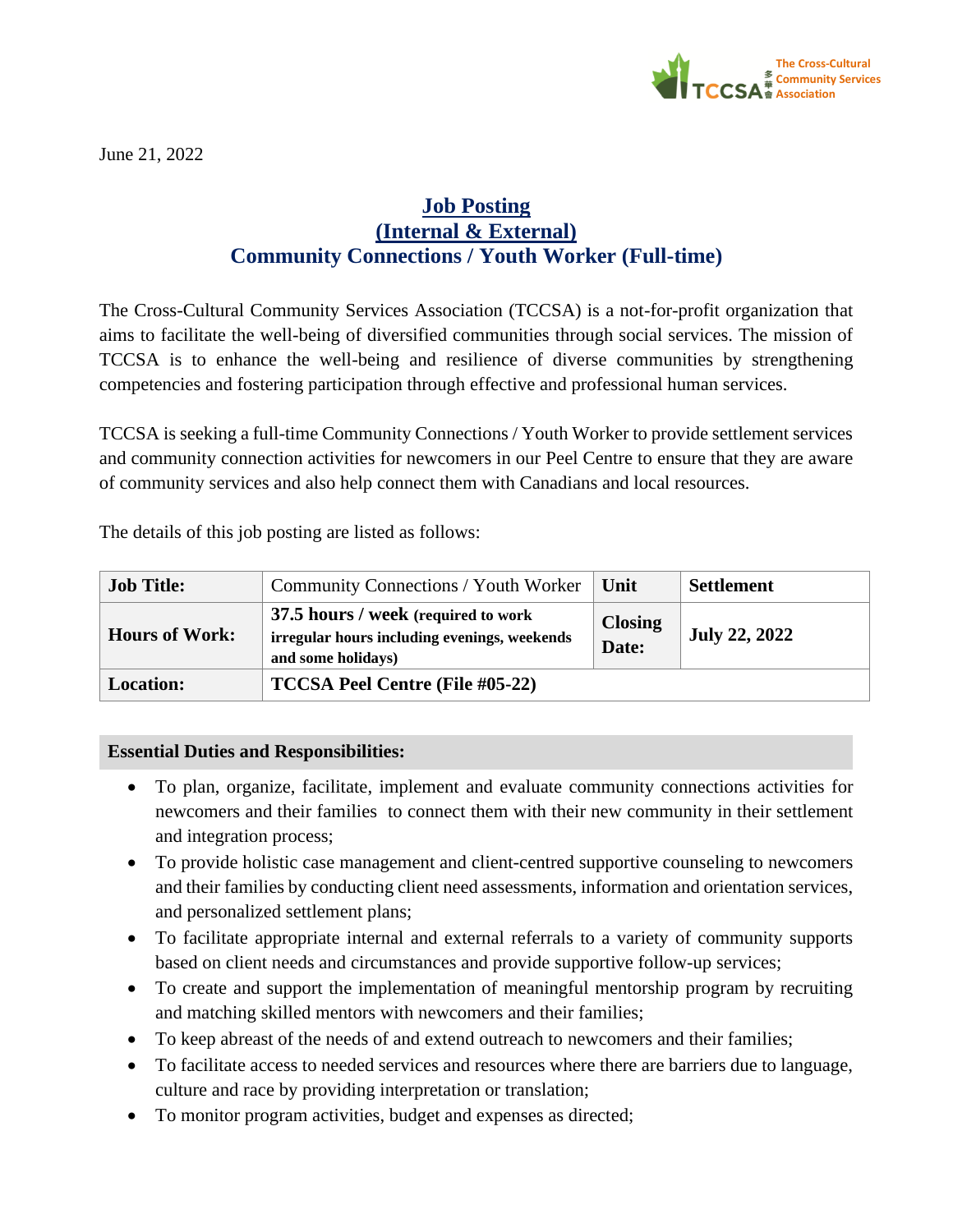June 21, 2022

# Job Posting
# (Internal & External)
# Community Connections / Youth Worker (Full-time)

The Cross-Cultural Community Services Association (TCCSA) is a not-for-profit organization that aims to facilitate the well-being of diversified communities through social services. The mission of TCCSA is to enhance the well-being and resilience of diverse communities by strengthening competencies and fostering participation through effective and professional human services.

TCCSA is seeking a full-time Community Connections / Youth Worker to provide settlement services and community connection activities for newcomers in our Peel Centre to ensure that they are aware of community services and also help connect them with Canadians and local resources.

The details of this job posting are listed as follows:

| **Job Title:** | Community Connections / Youth Worker | **Unit** | **Settlement** |
|---|---|---|---|
| **Hours of Work:** | **37.5 hours / week (required to work irregular hours including evenings, weekends and some holidays)** | **Closing Date:** | **July 22, 2022** |
| **Location:** | **TCCSA Peel Centre (File #05-22)** | | |

**Essential Duties and Responsibilities:**

- To plan, organize, facilitate, implement and evaluate community connections activities for newcomers and their families to connect them with their new community in their settlement and integration process;
- To provide holistic case management and client-centred supportive counseling to newcomers and their families by conducting client need assessments, information and orientation services, and personalized settlement plans;
- To facilitate appropriate internal and external referrals to a variety of community supports based on client needs and circumstances and provide supportive follow-up services;
- To create and support the implementation of meaningful mentorship program by recruiting and matching skilled mentors with newcomers and their families;
- To keep abreast of the needs of and extend outreach to newcomers and their families;
- To facilitate access to needed services and resources where there are barriers due to language, culture and race by providing interpretation or translation;
- To monitor program activities, budget and expenses as directed;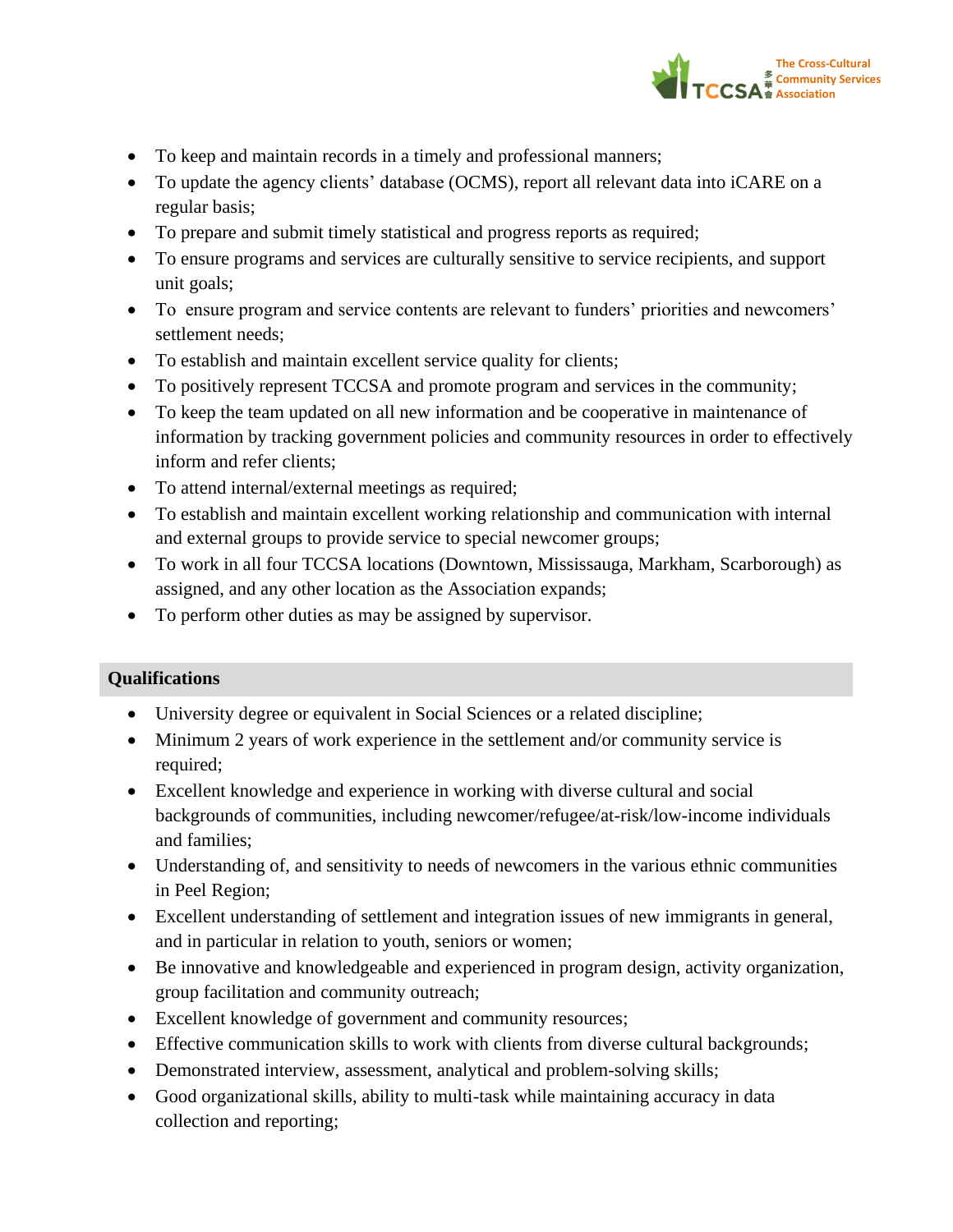- To keep and maintain records in a timely and professional manners;
- To update the agency clients' database (OCMS), report all relevant data into iCARE on a regular basis;
- To prepare and submit timely statistical and progress reports as required;
- To ensure programs and services are culturally sensitive to service recipients, and support unit goals;
- To ensure program and service contents are relevant to funders' priorities and newcomers' settlement needs;
- To establish and maintain excellent service quality for clients;
- To positively represent TCCSA and promote program and services in the community;
- To keep the team updated on all new information and be cooperative in maintenance of information by tracking government policies and community resources in order to effectively inform and refer clients;
- To attend internal/external meetings as required;
- To establish and maintain excellent working relationship and communication with internal and external groups to provide service to special newcomer groups;
- To work in all four TCCSA locations (Downtown, Mississauga, Markham, Scarborough) as assigned, and any other location as the Association expands;
- To perform other duties as may be assigned by supervisor.

## Qualifications

- University degree or equivalent in Social Sciences or a related discipline;
- Minimum 2 years of work experience in the settlement and/or community service is required;
- Excellent knowledge and experience in working with diverse cultural and social backgrounds of communities, including newcomer/refugee/at-risk/low-income individuals and families;
- Understanding of, and sensitivity to needs of newcomers in the various ethnic communities in Peel Region;
- Excellent understanding of settlement and integration issues of new immigrants in general, and in particular in relation to youth, seniors or women;
- Be innovative and knowledgeable and experienced in program design, activity organization, group facilitation and community outreach;
- Excellent knowledge of government and community resources;
- Effective communication skills to work with clients from diverse cultural backgrounds;
- Demonstrated interview, assessment, analytical and problem-solving skills;
- Good organizational skills, ability to multi-task while maintaining accuracy in data collection and reporting;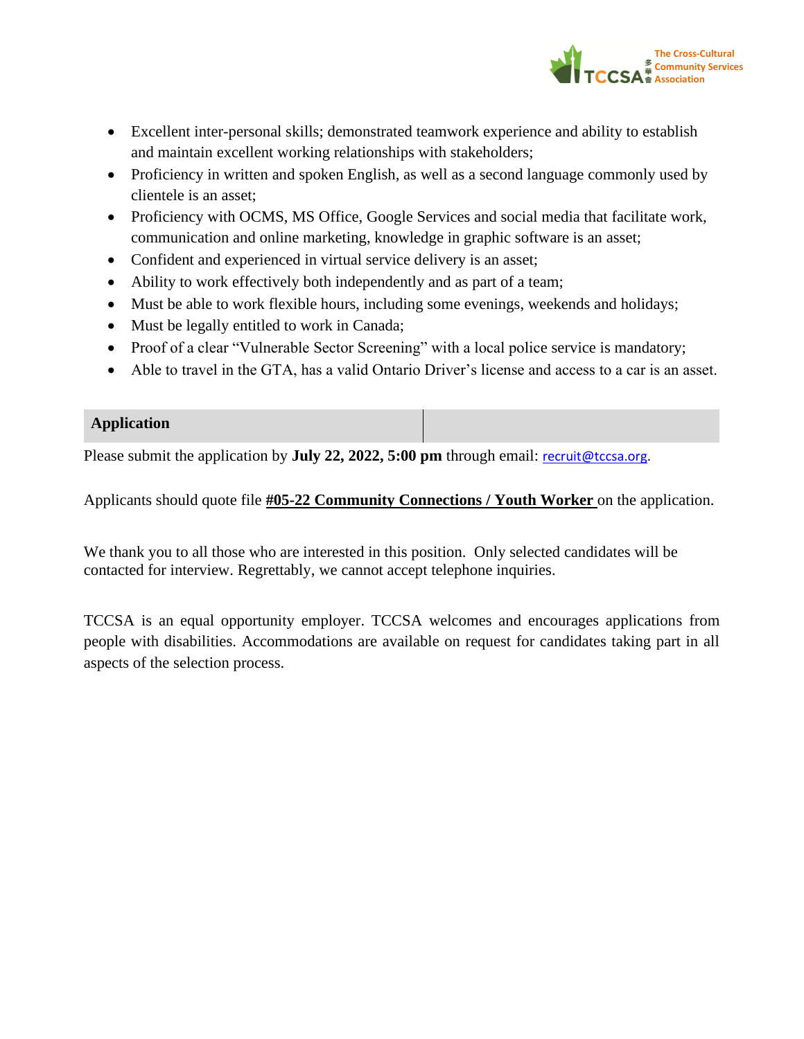- Excellent inter-personal skills; demonstrated teamwork experience and ability to establish and maintain excellent working relationships with stakeholders;
- Proficiency in written and spoken English, as well as a second language commonly used by clientele is an asset;
- Proficiency with OCMS, MS Office, Google Services and social media that facilitate work, communication and online marketing, knowledge in graphic software is an asset;
- Confident and experienced in virtual service delivery is an asset;
- Ability to work effectively both independently and as part of a team;
- Must be able to work flexible hours, including some evenings, weekends and holidays;
- Must be legally entitled to work in Canada;
- Proof of a clear "Vulnerable Sector Screening" with a local police service is mandatory;
- Able to travel in the GTA, has a valid Ontario Driver's license and access to a car is an asset.

## Application

Please submit the application by **July 22, 2022, 5:00 pm** through email: recruit@tccsa.org.

Applicants should quote file **#05-22 Community Connections / Youth Worker** on the application.

We thank you to all those who are interested in this position. Only selected candidates will be contacted for interview. Regrettably, we cannot accept telephone inquiries.

TCCSA is an equal opportunity employer. TCCSA welcomes and encourages applications from people with disabilities. Accommodations are available on request for candidates taking part in all aspects of the selection process.